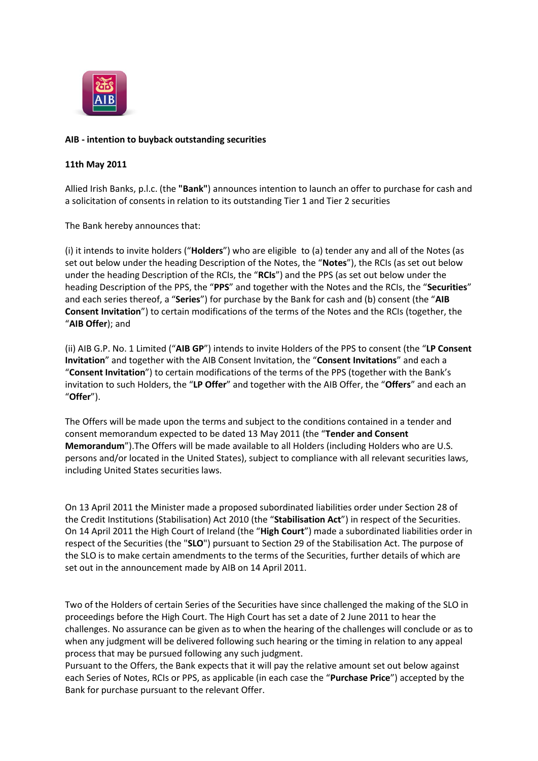**AIB - intention to buyback outstanding securities**

**11th May 2011**

Allied Irish Banks, p.l.c. (the **"Bank"**) announces intention to launch an offer to purchase for cash and a solicitation of consents in relation to its outstanding Tier 1 and Tier 2 securities

The Bank hereby announces that:

(i) it intends to invite holders ("**Holders**") who are eligible to (a) tender any and all of the Notes (as set out below under the heading Description of the Notes, the "**Notes**"), the RCIs (as set out below under the heading Description of the RCIs, the "**RCIs**") and the PPS (as set out below under the heading Description of the PPS, the "**PPS**" and together with the Notes and the RCIs, the "**Securities**" and each series thereof, a "**Series**") for purchase by the Bank for cash and (b) consent (the "**AIB Consent Invitation**") to certain modifications of the terms of the Notes and the RCIs (together, the "**AIB Offer**); and

(ii) AIB G.P. No. 1 Limited ("**AIB GP**") intends to invite Holders of the PPS to consent (the "**LP Consent Invitation**" and together with the AIB Consent Invitation, the "**Consent Invitations**" and each a "**Consent Invitation**") to certain modifications of the terms of the PPS (together with the Bank's invitation to such Holders, the "**LP Offer**" and together with the AIB Offer, the "**Offers**" and each an "**Offer**").

The Offers will be made upon the terms and subject to the conditions contained in a tender and consent memorandum expected to be dated 13 May 2011 (the "**Tender and Consent Memorandum**").The Offers will be made available to all Holders (including Holders who are U.S. persons and/or located in the United States), subject to compliance with all relevant securities laws, including United States securities laws.

On 13 April 2011 the Minister made a proposed subordinated liabilities order under Section 28 of the Credit Institutions (Stabilisation) Act 2010 (the "**Stabilisation Act**") in respect of the Securities. On 14 April 2011 the High Court of Ireland (the "**High Court**") made a subordinated liabilities order in respect of the Securities (the "**SLO**") pursuant to Section 29 of the Stabilisation Act. The purpose of the SLO is to make certain amendments to the terms of the Securities, further details of which are set out in the announcement made by AIB on 14 April 2011.

Two of the Holders of certain Series of the Securities have since challenged the making of the SLO in proceedings before the High Court. The High Court has set a date of 2 June 2011 to hear the challenges. No assurance can be given as to when the hearing of the challenges will conclude or as to when any judgment will be delivered following such hearing or the timing in relation to any appeal process that may be pursued following any such judgment.
Pursuant to the Offers, the Bank expects that it will pay the relative amount set out below against each Series of Notes, RCIs or PPS, as applicable (in each case the "**Purchase Price**") accepted by the Bank for purchase pursuant to the relevant Offer.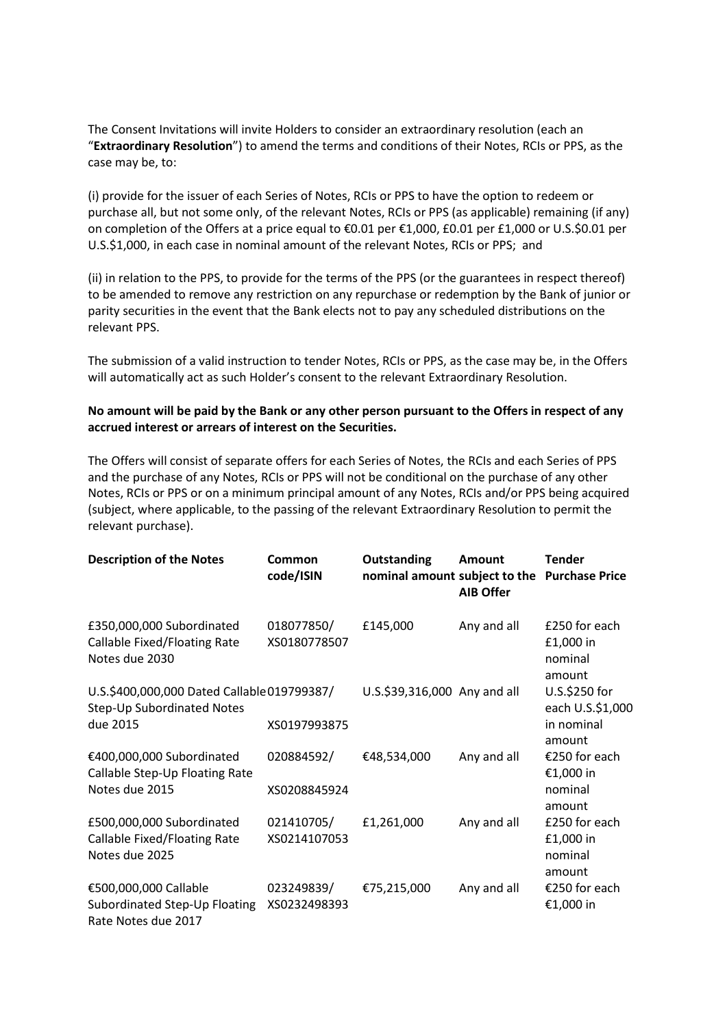The Consent Invitations will invite Holders to consider an extraordinary resolution (each an "**Extraordinary Resolution**") to amend the terms and conditions of their Notes, RCIs or PPS, as the case may be, to:

(i) provide for the issuer of each Series of Notes, RCIs or PPS to have the option to redeem or purchase all, but not some only, of the relevant Notes, RCIs or PPS (as applicable) remaining (if any) on completion of the Offers at a price equal to €0.01 per €1,000, £0.01 per £1,000 or U.S.$0.01 per U.S.$1,000, in each case in nominal amount of the relevant Notes, RCIs or PPS; and

(ii) in relation to the PPS, to provide for the terms of the PPS (or the guarantees in respect thereof) to be amended to remove any restriction on any repurchase or redemption by the Bank of junior or parity securities in the event that the Bank elects not to pay any scheduled distributions on the relevant PPS.

The submission of a valid instruction to tender Notes, RCIs or PPS, as the case may be, in the Offers will automatically act as such Holder's consent to the relevant Extraordinary Resolution.

**No amount will be paid by the Bank or any other person pursuant to the Offers in respect of any accrued interest or arrears of interest on the Securities.**

The Offers will consist of separate offers for each Series of Notes, the RCIs and each Series of PPS and the purchase of any Notes, RCIs or PPS will not be conditional on the purchase of any other Notes, RCIs or PPS or on a minimum principal amount of any Notes, RCIs and/or PPS being acquired (subject, where applicable, to the passing of the relevant Extraordinary Resolution to permit the relevant purchase).

| Description of the Notes | Common code/ISIN | Outstanding nominal amount | Amount subject to the AIB Offer | Tender Purchase Price |
|---|---|---|---|---|
| £350,000,000 Subordinated Callable Fixed/Floating Rate Notes due 2030 | 018077850/ XS0180778507 | £145,000 | Any and all | £250 for each £1,000 in nominal amount |
| U.S.$400,000,000 Dated Callable Step-Up Subordinated Notes due 2015 | 019799387/ XS0197993875 | U.S.$39,316,000 | Any and all | U.S.$250 for each U.S.$1,000 in nominal amount |
| €400,000,000 Subordinated Callable Step-Up Floating Rate Notes due 2015 | 020884592/ XS0208845924 | €48,534,000 | Any and all | €250 for each €1,000 in nominal amount |
| £500,000,000 Subordinated Callable Fixed/Floating Rate Notes due 2025 | 021410705/ XS0214107053 | £1,261,000 | Any and all | £250 for each £1,000 in nominal amount |
| €500,000,000 Callable Subordinated Step-Up Floating Rate Notes due 2017 | 023249839/ XS0232498393 | €75,215,000 | Any and all | €250 for each €1,000 in |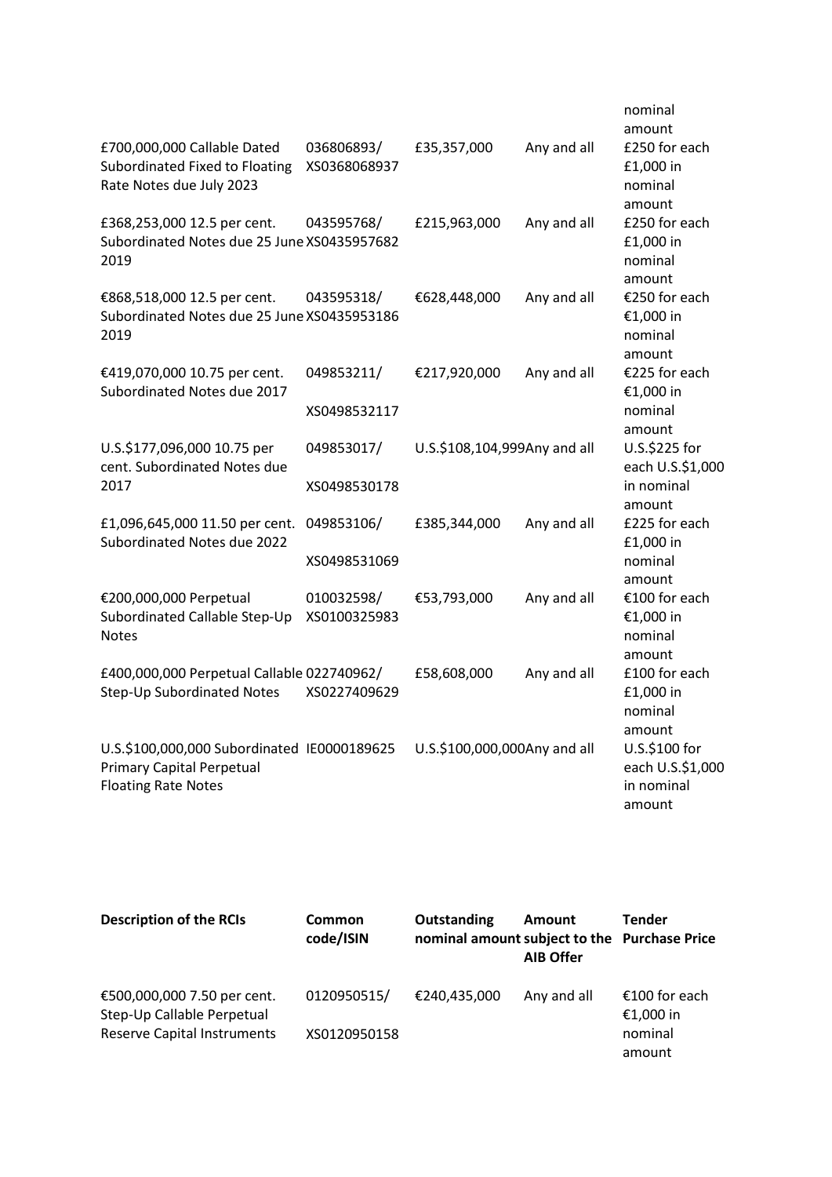| | | | | nominal amount |
|---|---|---|---|---|
| £700,000,000 Callable Dated Subordinated Fixed to Floating Rate Notes due July 2023 | 036806893/ XS0368068937 | £35,357,000 | Any and all | £250 for each £1,000 in nominal amount |
| £368,253,000 12.5 per cent. Subordinated Notes due 25 June 2019 | 043595768/ XS0435957682 | £215,963,000 | Any and all | £250 for each £1,000 in nominal amount |
| €868,518,000 12.5 per cent. Subordinated Notes due 25 June 2019 | 043595318/ XS0435953186 | €628,448,000 | Any and all | €250 for each €1,000 in nominal amount |
| €419,070,000 10.75 per cent. Subordinated Notes due 2017 | 049853211/ XS0498532117 | €217,920,000 | Any and all | €225 for each €1,000 in nominal amount |
| U.S.$177,096,000 10.75 per cent. Subordinated Notes due 2017 | 049853017/ XS0498530178 | U.S.$108,104,999 | Any and all | U.S.$225 for each U.S.$1,000 in nominal amount |
| £1,096,645,000 11.50 per cent. Subordinated Notes due 2022 | 049853106/ XS0498531069 | £385,344,000 | Any and all | £225 for each £1,000 in nominal amount |
| €200,000,000 Perpetual Subordinated Callable Step-Up Notes | 010032598/ XS0100325983 | €53,793,000 | Any and all | €100 for each €1,000 in nominal amount |
| £400,000,000 Perpetual Callable Step-Up Subordinated Notes | 022740962/ XS0227409629 | £58,608,000 | Any and all | £100 for each £1,000 in nominal amount |
| U.S.$100,000,000 Subordinated Primary Capital Perpetual Floating Rate Notes | IE0000189625 | U.S.$100,000,000 | Any and all | U.S.$100 for each U.S.$1,000 in nominal amount |

| **Description of the RCIs** | **Common code/ISIN** | **Outstanding nominal amount** | **Amount subject to the AIB Offer** | **Tender Purchase Price** |
|---|---|---|---|---|
| €500,000,000 7.50 per cent. Step-Up Callable Perpetual Reserve Capital Instruments | 0120950515/ XS0120950158 | €240,435,000 | Any and all | €100 for each €1,000 in nominal amount |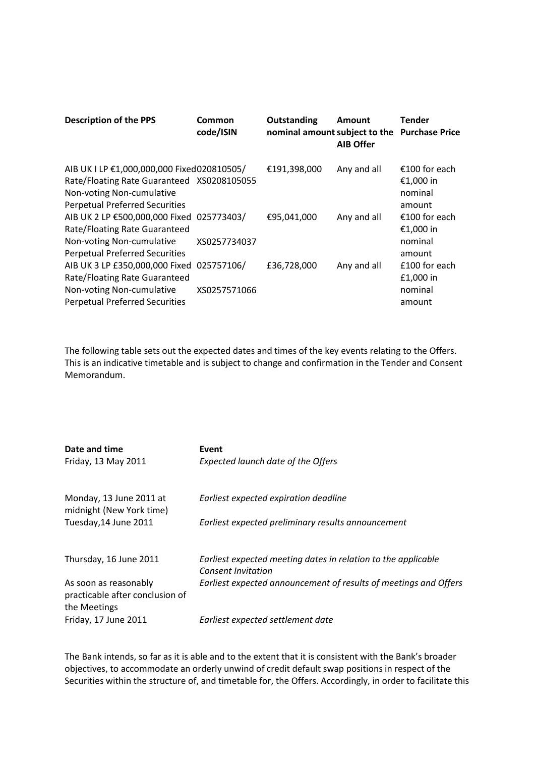| Description of the PPS | Common code/ISIN | Outstanding nominal amount | Amount subject to the AIB Offer | Tender Purchase Price |
|---|---|---|---|---|
| AIB UK I LP €1,000,000,000 Fixed Rate/Floating Rate Guaranteed Non-voting Non-cumulative Perpetual Preferred Securities | 020810505/ XS0208105055 | €191,398,000 | Any and all | €100 for each €1,000 in nominal amount |
| AIB UK 2 LP €500,000,000 Fixed Rate/Floating Rate Guaranteed Non-voting Non-cumulative Perpetual Preferred Securities | 025773403/ XS0257734037 | €95,041,000 | Any and all | €100 for each €1,000 in nominal amount |
| AIB UK 3 LP £350,000,000 Fixed Rate/Floating Rate Guaranteed Non-voting Non-cumulative Perpetual Preferred Securities | 025757106/ XS0257571066 | £36,728,000 | Any and all | £100 for each £1,000 in nominal amount |

The following table sets out the expected dates and times of the key events relating to the Offers. This is an indicative timetable and is subject to change and confirmation in the Tender and Consent Memorandum.

| Date and time | Event |
|---|---|
| Friday, 13 May 2011 | *Expected launch date of the Offers* |
| Monday, 13 June 2011 at midnight (New York time) | *Earliest expected expiration deadline* |
| Tuesday,14 June 2011 | *Earliest expected preliminary results announcement* |
| Thursday, 16 June 2011 | *Earliest expected meeting dates in relation to the applicable Consent Invitation* |
| As soon as reasonably practicable after conclusion of the Meetings | *Earliest expected announcement of results of meetings and Offers* |
| Friday, 17 June 2011 | *Earliest expected settlement date* |

The Bank intends, so far as it is able and to the extent that it is consistent with the Bank's broader objectives, to accommodate an orderly unwind of credit default swap positions in respect of the Securities within the structure of, and timetable for, the Offers. Accordingly, in order to facilitate this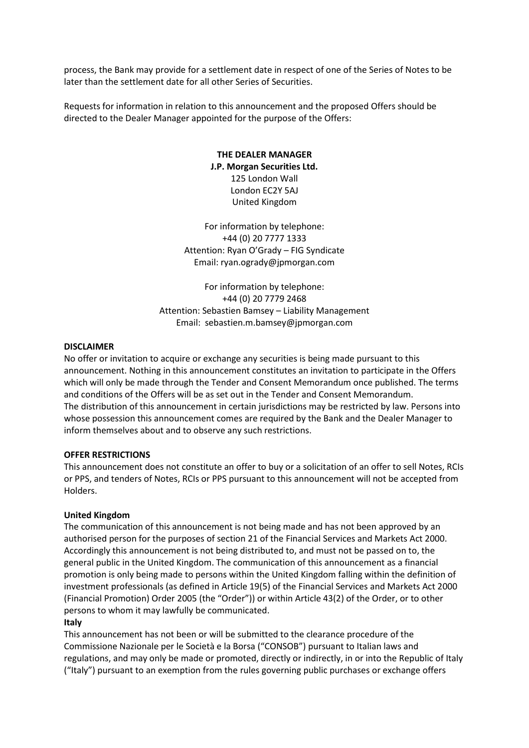process, the Bank may provide for a settlement date in respect of one of the Series of Notes to be later than the settlement date for all other Series of Securities.

Requests for information in relation to this announcement and the proposed Offers should be directed to the Dealer Manager appointed for the purpose of the Offers:

**THE DEALER MANAGER**
**J.P. Morgan Securities Ltd.**
125 London Wall
London EC2Y 5AJ
United Kingdom

For information by telephone:
+44 (0) 20 7777 1333
Attention: Ryan O'Grady – FIG Syndicate
Email: ryan.ogrady@jpmorgan.com

For information by telephone:
+44 (0) 20 7779 2468
Attention: Sebastien Bamsey – Liability Management
Email: sebastien.m.bamsey@jpmorgan.com

**DISCLAIMER**

No offer or invitation to acquire or exchange any securities is being made pursuant to this announcement. Nothing in this announcement constitutes an invitation to participate in the Offers which will only be made through the Tender and Consent Memorandum once published. The terms and conditions of the Offers will be as set out in the Tender and Consent Memorandum.
The distribution of this announcement in certain jurisdictions may be restricted by law. Persons into whose possession this announcement comes are required by the Bank and the Dealer Manager to inform themselves about and to observe any such restrictions.

**OFFER RESTRICTIONS**

This announcement does not constitute an offer to buy or a solicitation of an offer to sell Notes, RCIs or PPS, and tenders of Notes, RCIs or PPS pursuant to this announcement will not be accepted from Holders.

**United Kingdom**

The communication of this announcement is not being made and has not been approved by an authorised person for the purposes of section 21 of the Financial Services and Markets Act 2000. Accordingly this announcement is not being distributed to, and must not be passed on to, the general public in the United Kingdom. The communication of this announcement as a financial promotion is only being made to persons within the United Kingdom falling within the definition of investment professionals (as defined in Article 19(5) of the Financial Services and Markets Act 2000 (Financial Promotion) Order 2005 (the "Order")) or within Article 43(2) of the Order, or to other persons to whom it may lawfully be communicated.

**Italy**

This announcement has not been or will be submitted to the clearance procedure of the Commissione Nazionale per le Società e la Borsa ("CONSOB") pursuant to Italian laws and regulations, and may only be made or promoted, directly or indirectly, in or into the Republic of Italy ("Italy") pursuant to an exemption from the rules governing public purchases or exchange offers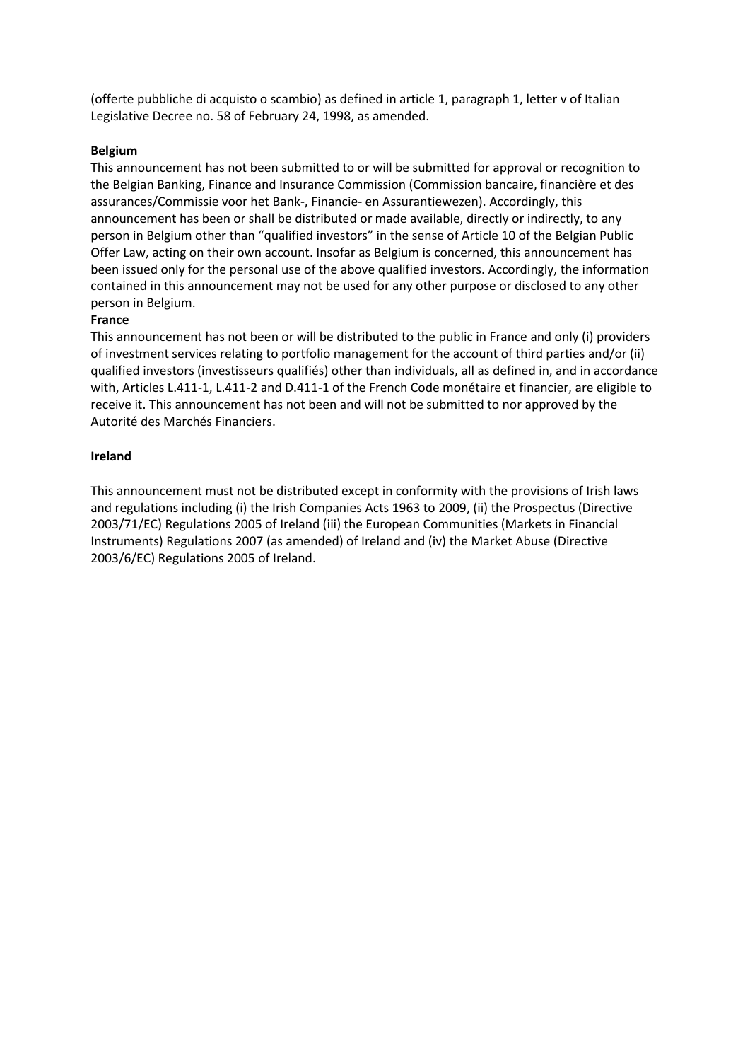(offerte pubbliche di acquisto o scambio) as defined in article 1, paragraph 1, letter v of Italian Legislative Decree no. 58 of February 24, 1998, as amended.

**Belgium**

This announcement has not been submitted to or will be submitted for approval or recognition to the Belgian Banking, Finance and Insurance Commission (Commission bancaire, financière et des assurances/Commissie voor het Bank-, Financie- en Assurantiewezen). Accordingly, this announcement has been or shall be distributed or made available, directly or indirectly, to any person in Belgium other than "qualified investors" in the sense of Article 10 of the Belgian Public Offer Law, acting on their own account. Insofar as Belgium is concerned, this announcement has been issued only for the personal use of the above qualified investors. Accordingly, the information contained in this announcement may not be used for any other purpose or disclosed to any other person in Belgium.

**France**

This announcement has not been or will be distributed to the public in France and only (i) providers of investment services relating to portfolio management for the account of third parties and/or (ii) qualified investors (investisseurs qualifiés) other than individuals, all as defined in, and in accordance with, Articles L.411-1, L.411-2 and D.411-1 of the French Code monétaire et financier, are eligible to receive it. This announcement has not been and will not be submitted to nor approved by the Autorité des Marchés Financiers.

**Ireland**

This announcement must not be distributed except in conformity with the provisions of Irish laws and regulations including (i) the Irish Companies Acts 1963 to 2009, (ii) the Prospectus (Directive 2003/71/EC) Regulations 2005 of Ireland (iii) the European Communities (Markets in Financial Instruments) Regulations 2007 (as amended) of Ireland and (iv) the Market Abuse (Directive 2003/6/EC) Regulations 2005 of Ireland.